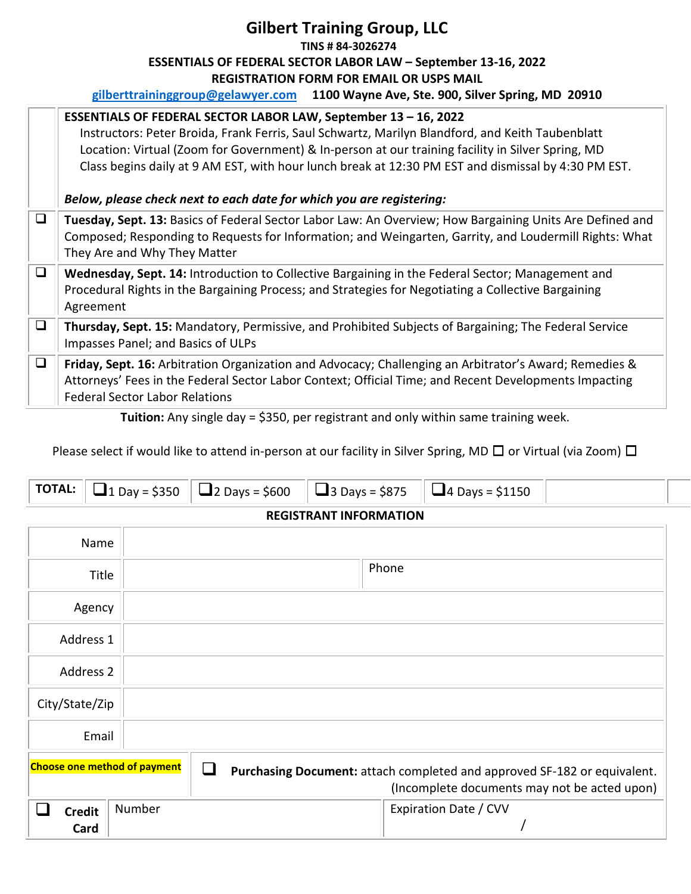# Gilbert Training Group, LLC

**TINS # 84-3026274**

**ESSENTIALS OF FEDERAL SECTOR LABOR LAW – September 13-16, 2022**

**REGISTRATION FORM FOR EMAIL OR USPS MAIL**

**gilberttraininggroup@gelawyer.com** **1100 Wayne Ave, Ste. 900, Silver Spring, MD 20910**

| | |
|---|---|
| | **ESSENTIALS OF FEDERAL SECTOR LABOR LAW, September 13 – 16, 2022**<br>Instructors: Peter Broida, Frank Ferris, Saul Schwartz, Marilyn Blandford, and Keith Taubenblatt<br>Location: Virtual (Zoom for Government) & In-person at our training facility in Silver Spring, MD<br>Class begins daily at 9 AM EST, with hour lunch break at 12:30 PM EST and dismissal by 4:30 PM EST.<br><br>***Below, please check next to each date for which you are registering:*** |
| ☐ | **Tuesday, Sept. 13:** Basics of Federal Sector Labor Law: An Overview; How Bargaining Units Are Defined and Composed; Responding to Requests for Information; and Weingarten, Garrity, and Loudermill Rights: What They Are and Why They Matter |
| ☐ | **Wednesday, Sept. 14:** Introduction to Collective Bargaining in the Federal Sector; Management and Procedural Rights in the Bargaining Process; and Strategies for Negotiating a Collective Bargaining Agreement |
| ☐ | **Thursday, Sept. 15:** Mandatory, Permissive, and Prohibited Subjects of Bargaining; The Federal Service Impasses Panel; and Basics of ULPs |
| ☐ | **Friday, Sept. 16:** Arbitration Organization and Advocacy; Challenging an Arbitrator's Award; Remedies & Attorneys' Fees in the Federal Sector Labor Context; Official Time; and Recent Developments Impacting Federal Sector Labor Relations |

**Tuition:** Any single day = $350, per registrant and only within same training week.

Please select if would like to attend in-person at our facility in Silver Spring, MD ☐ or Virtual (via Zoom) ☐

| **TOTAL:** | ☐ 1 Day = $350 | ☐ 2 Days = $600 | ☐ 3 Days = $875 | ☐ 4 Days = $1150 | |
|---|---|---|---|---|---|

**REGISTRANT INFORMATION**

| | | | |
|---|---|---|---|
| Name | | | |
| Title | | Phone | |
| Agency | | | |
| Address 1 | | | |
| Address 2 | | | |
| City/State/Zip | | | |
| Email | | | |

| | |
|---|---|
| **Choose one method of payment** | ☐ **Purchasing Document:** attach completed and approved SF-182 or equivalent. (Incomplete documents may not be acted upon) |

| | | |
|---|---|---|
| ☐ **Credit Card** | Number | Expiration Date / CVV<br>/ |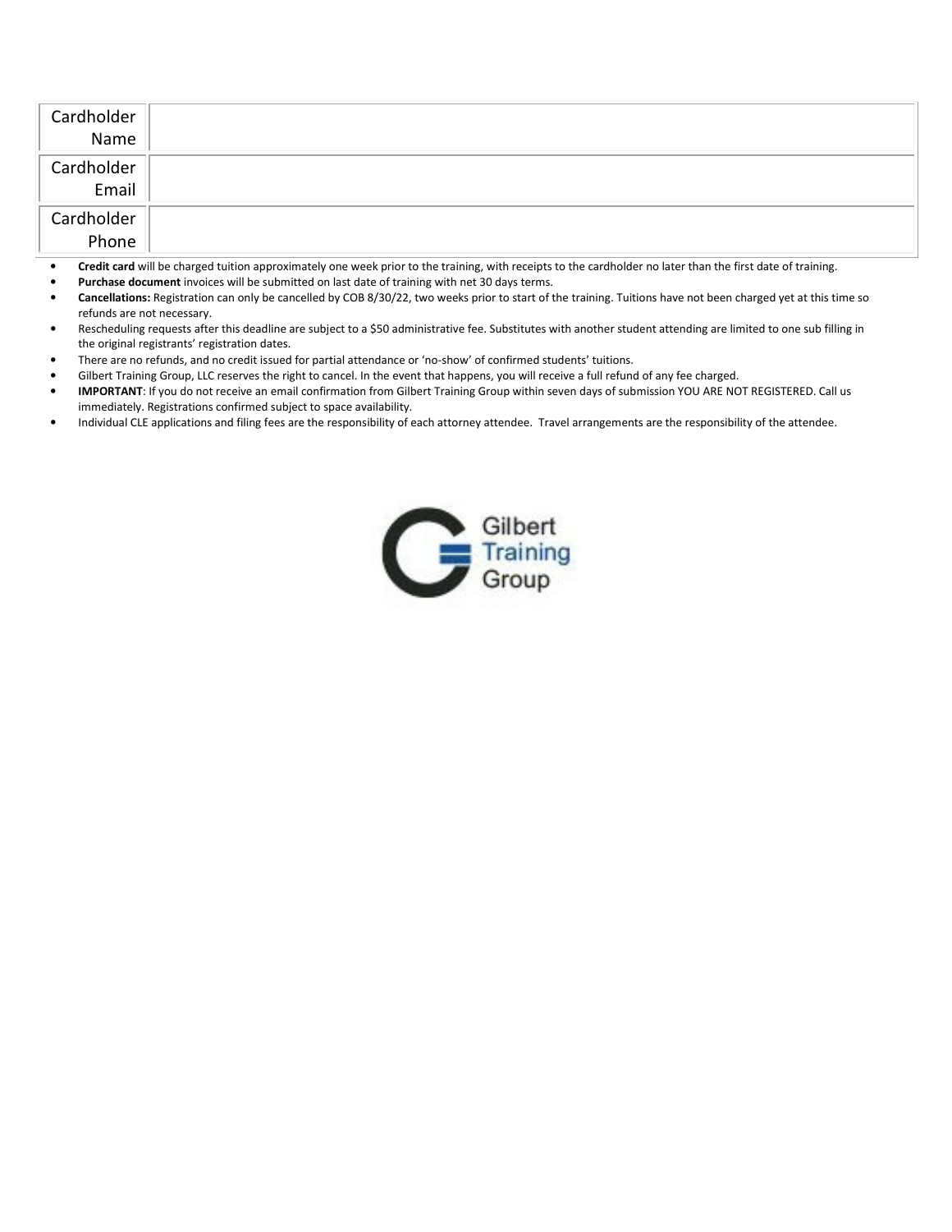| | |
|---|---|
| Cardholder Name | |
| Cardholder Email | |
| Cardholder Phone | |

- **Credit card** will be charged tuition approximately one week prior to the training, with receipts to the cardholder no later than the first date of training.
- **Purchase document** invoices will be submitted on last date of training with net 30 days terms.
- **Cancellations:** Registration can only be cancelled by COB 8/30/22, two weeks prior to start of the training. Tuitions have not been charged yet at this time so refunds are not necessary.
- Rescheduling requests after this deadline are subject to a $50 administrative fee. Substitutes with another student attending are limited to one sub filling in the original registrants' registration dates.
- There are no refunds, and no credit issued for partial attendance or 'no-show' of confirmed students' tuitions.
- Gilbert Training Group, LLC reserves the right to cancel. In the event that happens, you will receive a full refund of any fee charged.
- **IMPORTANT**: If you do not receive an email confirmation from Gilbert Training Group within seven days of submission YOU ARE NOT REGISTERED. Call us immediately. Registrations confirmed subject to space availability.
- Individual CLE applications and filing fees are the responsibility of each attorney attendee. Travel arrangements are the responsibility of the attendee.

Gilbert Training Group